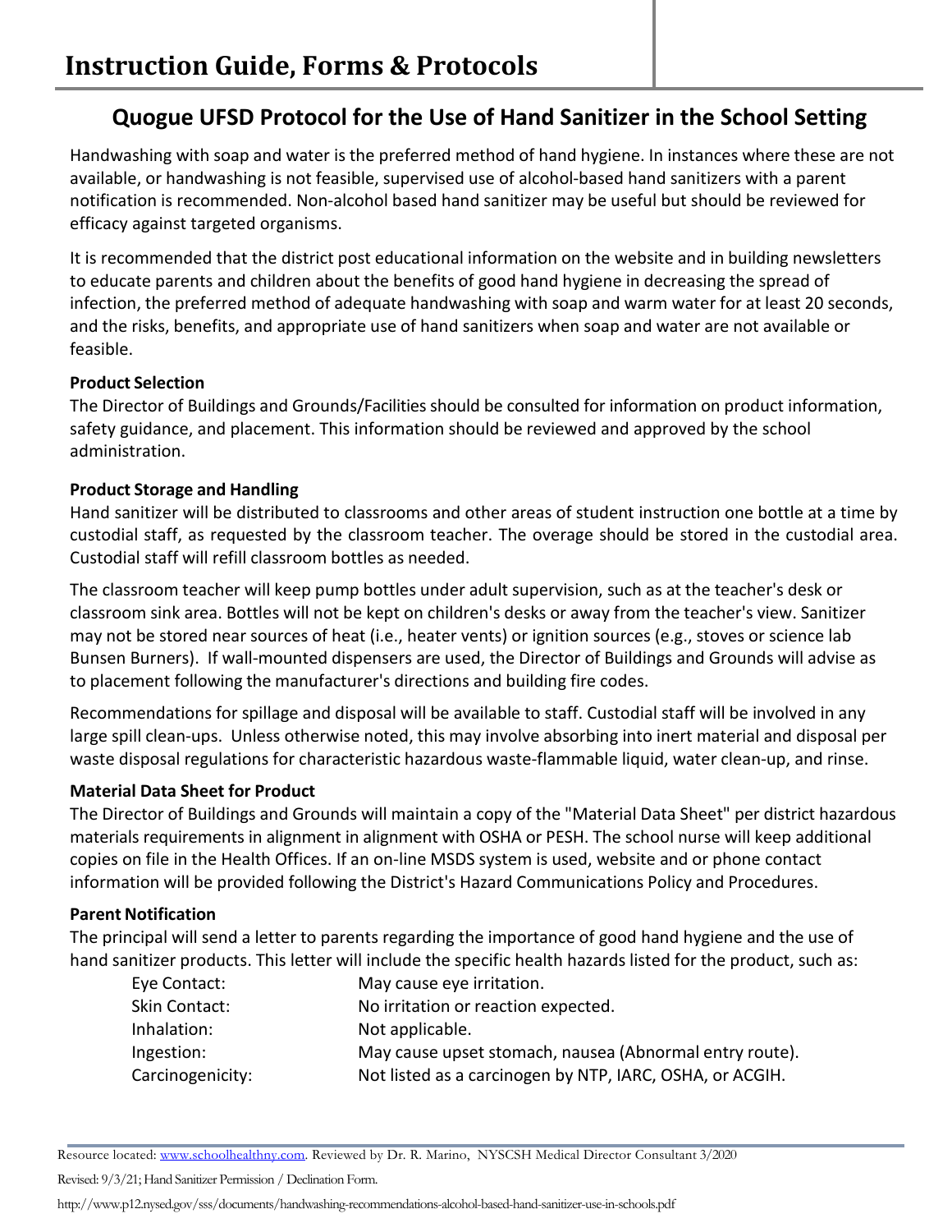# Instruction Guide, Forms & Protocols

## Quogue UFSD Protocol for the Use of Hand Sanitizer in the School Setting

Handwashing with soap and water is the preferred method of hand hygiene. In instances where these are not available, or handwashing is not feasible, supervised use of alcohol-based hand sanitizers with a parent notification is recommended. Non-alcohol based hand sanitizer may be useful but should be reviewed for efficacy against targeted organisms.

It is recommended that the district post educational information on the website and in building newsletters to educate parents and children about the benefits of good hand hygiene in decreasing the spread of infection, the preferred method of adequate handwashing with soap and warm water for at least 20 seconds, and the risks, benefits, and appropriate use of hand sanitizers when soap and water are not available or feasible.

**Product Selection**

The Director of Buildings and Grounds/Facilities should be consulted for information on product information, safety guidance, and placement. This information should be reviewed and approved by the school administration.

**Product Storage and Handling**

Hand sanitizer will be distributed to classrooms and other areas of student instruction one bottle at a time by custodial staff, as requested by the classroom teacher. The overage should be stored in the custodial area. Custodial staff will refill classroom bottles as needed.

The classroom teacher will keep pump bottles under adult supervision, such as at the teacher's desk or classroom sink area. Bottles will not be kept on children's desks or away from the teacher's view. Sanitizer may not be stored near sources of heat (i.e., heater vents) or ignition sources (e.g., stoves or science lab Bunsen Burners). If wall-mounted dispensers are used, the Director of Buildings and Grounds will advise as to placement following the manufacturer's directions and building fire codes.

Recommendations for spillage and disposal will be available to staff. Custodial staff will be involved in any large spill clean-ups. Unless otherwise noted, this may involve absorbing into inert material and disposal per waste disposal regulations for characteristic hazardous waste-flammable liquid, water clean-up, and rinse.

**Material Data Sheet for Product**

The Director of Buildings and Grounds will maintain a copy of the "Material Data Sheet" per district hazardous materials requirements in alignment in alignment with OSHA or PESH. The school nurse will keep additional copies on file in the Health Offices. If an on-line MSDS system is used, website and or phone contact information will be provided following the District's Hazard Communications Policy and Procedures.

**Parent Notification**

The principal will send a letter to parents regarding the importance of good hand hygiene and the use of hand sanitizer products. This letter will include the specific health hazards listed for the product, such as:

| | |
|---|---|
| Eye Contact: | May cause eye irritation. |
| Skin Contact: | No irritation or reaction expected. |
| Inhalation: | Not applicable. |
| Ingestion: | May cause upset stomach, nausea (Abnormal entry route). |
| Carcinogenicity: | Not listed as a carcinogen by NTP, IARC, OSHA, or ACGIH. |

Resource located: www.schoolhealthny.com. Reviewed by Dr. R. Marino, NYSCSH Medical Director Consultant 3/2020

Revised: 9/3/21; Hand Sanitizer Permission / Declination Form.

http://www.p12.nysed.gov/sss/documents/handwashing-recommendations-alcohol-based-hand-sanitizer-use-in-schools.pdf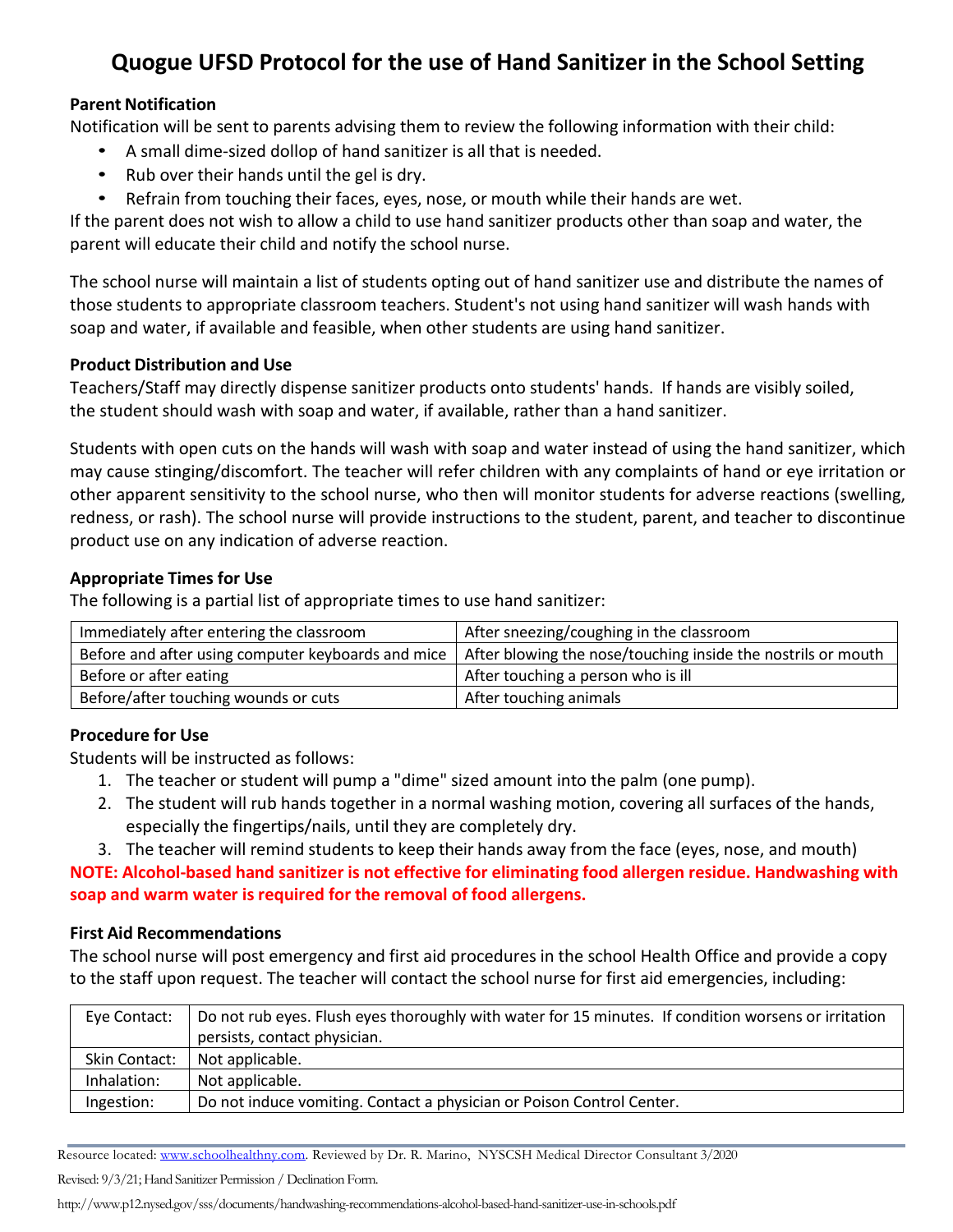# Quogue UFSD Protocol for the use of Hand Sanitizer in the School Setting

**Parent Notification**

Notification will be sent to parents advising them to review the following information with their child:

- A small dime-sized dollop of hand sanitizer is all that is needed.
- Rub over their hands until the gel is dry.
- Refrain from touching their faces, eyes, nose, or mouth while their hands are wet.

If the parent does not wish to allow a child to use hand sanitizer products other than soap and water, the parent will educate their child and notify the school nurse.

The school nurse will maintain a list of students opting out of hand sanitizer use and distribute the names of those students to appropriate classroom teachers. Student's not using hand sanitizer will wash hands with soap and water, if available and feasible, when other students are using hand sanitizer.

**Product Distribution and Use**

Teachers/Staff may directly dispense sanitizer products onto students' hands. If hands are visibly soiled, the student should wash with soap and water, if available, rather than a hand sanitizer.

Students with open cuts on the hands will wash with soap and water instead of using the hand sanitizer, which may cause stinging/discomfort. The teacher will refer children with any complaints of hand or eye irritation or other apparent sensitivity to the school nurse, who then will monitor students for adverse reactions (swelling, redness, or rash). The school nurse will provide instructions to the student, parent, and teacher to discontinue product use on any indication of adverse reaction.

**Appropriate Times for Use**

The following is a partial list of appropriate times to use hand sanitizer:

| | |
|---|---|
| Immediately after entering the classroom | After sneezing/coughing in the classroom |
| Before and after using computer keyboards and mice | After blowing the nose/touching inside the nostrils or mouth |
| Before or after eating | After touching a person who is ill |
| Before/after touching wounds or cuts | After touching animals |

**Procedure for Use**

Students will be instructed as follows:

1. The teacher or student will pump a "dime" sized amount into the palm (one pump).
2. The student will rub hands together in a normal washing motion, covering all surfaces of the hands, especially the fingertips/nails, until they are completely dry.
3. The teacher will remind students to keep their hands away from the face (eyes, nose, and mouth)

**NOTE: Alcohol-based hand sanitizer is not effective for eliminating food allergen residue. Handwashing with soap and warm water is required for the removal of food allergens.**

**First Aid Recommendations**

The school nurse will post emergency and first aid procedures in the school Health Office and provide a copy to the staff upon request. The teacher will contact the school nurse for first aid emergencies, including:

| | |
|---|---|
| Eye Contact: | Do not rub eyes. Flush eyes thoroughly with water for 15 minutes. If condition worsens or irritation persists, contact physician. |
| Skin Contact: | Not applicable. |
| Inhalation: | Not applicable. |
| Ingestion: | Do not induce vomiting. Contact a physician or Poison Control Center. |

Resource located: www.schoolhealthny.com. Reviewed by Dr. R. Marino, NYSCSH Medical Director Consultant 3/2020

Revised: 9/3/21; Hand Sanitizer Permission / Declination Form.

http://www.p12.nysed.gov/sss/documents/handwashing-recommendations-alcohol-based-hand-sanitizer-use-in-schools.pdf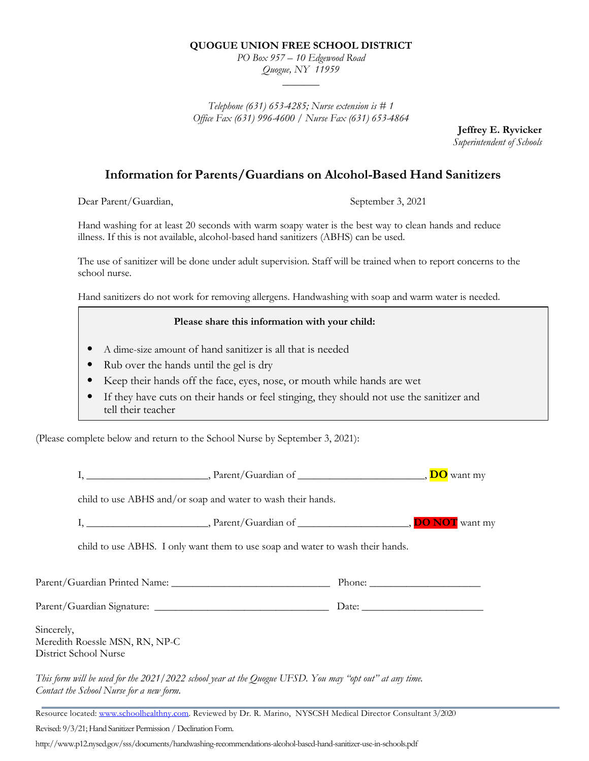**QUOGUE UNION FREE SCHOOL DISTRICT**

*PO Box 957 – 10 Edgewood Road*
*Quogue, NY 11959*

*Telephone (631) 653-4285; Nurse extension is # 1*
*Office Fax (631) 996-4600 / Nurse Fax (631) 653-4864*

**Jeffrey E. Ryvicker**
*Superintendent of Schools*

## Information for Parents/Guardians on Alcohol-Based Hand Sanitizers

Dear Parent/Guardian,

September 3, 2021

Hand washing for at least 20 seconds with warm soapy water is the best way to clean hands and reduce illness. If this is not available, alcohol-based hand sanitizers (ABHS) can be used.

The use of sanitizer will be done under adult supervision. Staff will be trained when to report concerns to the school nurse.

Hand sanitizers do not work for removing allergens. Handwashing with soap and warm water is needed.

**Please share this information with your child:**

- A dime-size amount of hand sanitizer is all that is needed
- Rub over the hands until the gel is dry
- Keep their hands off the face, eyes, nose, or mouth while hands are wet
- If they have cuts on their hands or feel stinging, they should not use the sanitizer and tell their teacher

(Please complete below and return to the School Nurse by September 3, 2021):

I, ______________________, Parent/Guardian of ______________________, **DO** want my child to use ABHS and/or soap and water to wash their hands.

I, ______________________, Parent/Guardian of ____________________, **DO NOT** want my child to use ABHS. I only want them to use soap and water to wash their hands.

Parent/Guardian Printed Name: ____________________________ Phone: ____________________

Parent/Guardian Signature: _______________________________ Date: ______________________

Sincerely,
Meredith Roessle MSN, RN, NP-C
District School Nurse

*This form will be used for the 2021/2022 school year at the Quogue UFSD. You may "opt out" at any time. Contact the School Nurse for a new form.*

Resource located: www.schoolhealthny.com. Reviewed by Dr. R. Marino, NYSCSH Medical Director Consultant 3/2020

Revised: 9/3/21; Hand Sanitizer Permission / Declination Form.

http://www.p12.nysed.gov/sss/documents/handwashing-recommendations-alcohol-based-hand-sanitizer-use-in-schools.pdf